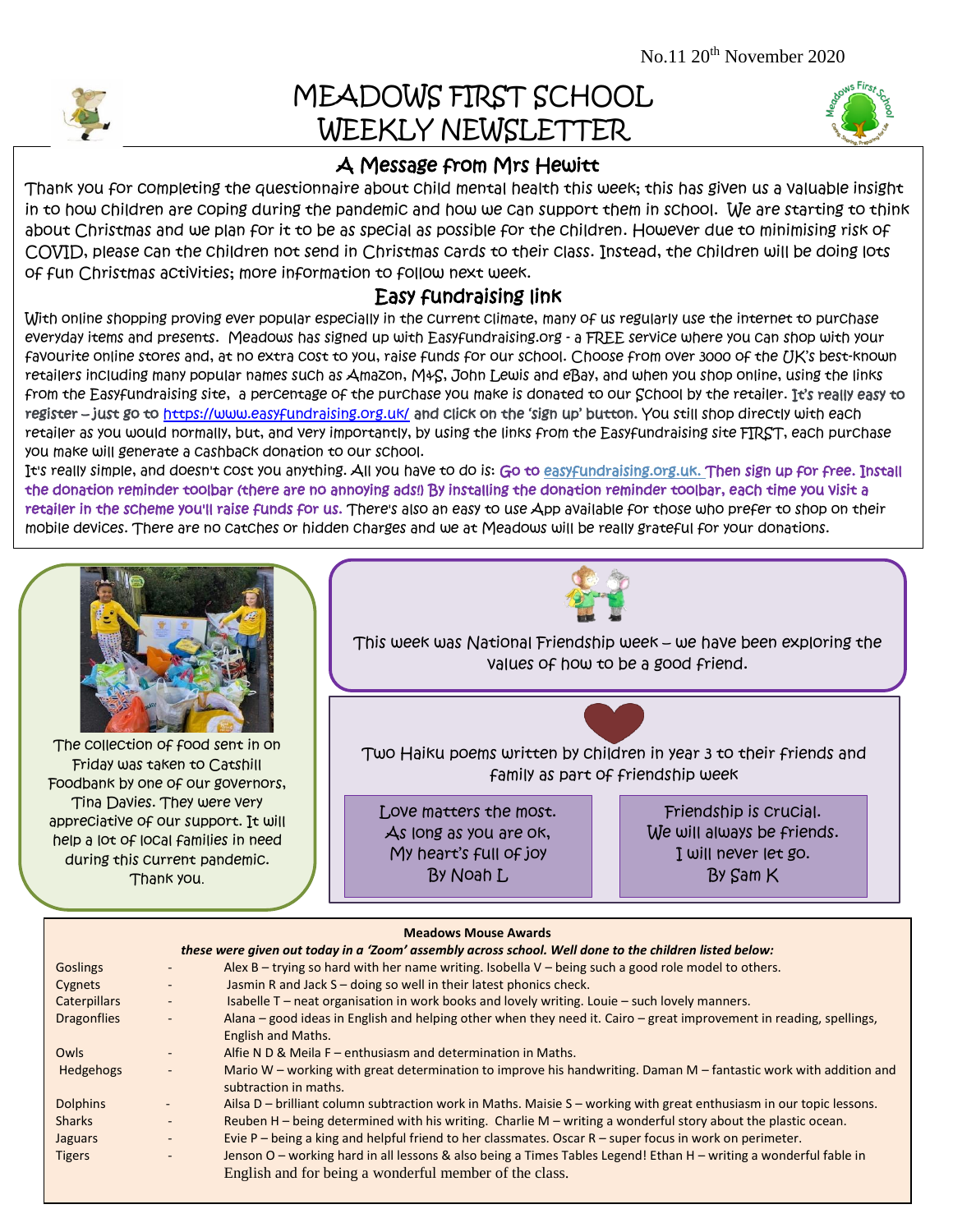No.11 20th November 2020

# MEADOWS FIRST SCHOOL WEEKLY NEWSLETTER

## A Message from Mrs Hewitt

Thank you for completing the questionnaire about child mental health this week; this has given us a valuable insight in to how children are coping during the pandemic and how we can support them in school. We are starting to think about Christmas and we plan for it to be as special as possible for the children. However due to minimising risk of COVID, please can the children not send in Christmas cards to their class. Instead, the children will be doing lots of fun Christmas activities; more information to follow next week.

## Easy fundraising link

With online shopping proving ever popular especially in the current climate, many of us regularly use the internet to purchase everyday items and presents. Meadows has signed up with Easyfundraising.org - a FREE service where you can shop with your favourite online stores and, at no extra cost to you, raise funds for our school. Choose from over 3000 of the UK's best-known retailers including many popular names such as Amazon, M&S, John Lewis and eBay, and when you shop online, using the links from the Easyfundraising site, a percentage of the purchase you make is donated to our School by the retailer. It's really easy to register – just go to https://www.easyfundraising.org.uk/ and click on the 'sign up' button. You still shop directly with each retailer as you would normally, but, and very importantly, by using the links from the Easyfundraising site FIRST, each purchase you make will generate a cashback donation to our school.

It's really simple, and doesn't cost you anything. All you have to do is: Go to easyfundraising.org.uk. Then sign up for free. Install the donation reminder toolbar (there are no annoying ads!) By installing the donation reminder toolbar, each time you visit a retailer in the scheme you'll raise funds for us. There's also an easy to use App available for those who prefer to shop on their mobile devices. There are no catches or hidden charges and we at Meadows will be really grateful for your donations.

The collection of food sent in on Friday was taken to Catshill Foodbank by one of our governors, Tina Davies. They were very appreciative of our support. It will help a lot of local families in need during this current pandemic. Thank you.

This week was National Friendship week – we have been exploring the values of how to be a good friend.

Two Haiku poems written by children in year 3 to their friends and family as part of friendship week

Love matters the most.
As long as you are ok,
My heart's full of joy
By Noah L

Friendship is crucial.
We will always be friends.
I will never let go.
By Sam K

## Meadows Mouse Awards

***these were given out today in a 'Zoom' assembly across school. Well done to the children listed below:***

| | | |
|---|---|---|
| Goslings | - | Alex B – trying so hard with her name writing. Isobella V – being such a good role model to others. |
| Cygnets | - | Jasmin R and Jack S – doing so well in their latest phonics check. |
| Caterpillars | - | Isabelle T – neat organisation in work books and lovely writing. Louie – such lovely manners. |
| Dragonflies | - | Alana – good ideas in English and helping other when they need it. Cairo – great improvement in reading, spellings, English and Maths. |
| Owls | - | Alfie N D & Meila F – enthusiasm and determination in Maths. |
| Hedgehogs | - | Mario W – working with great determination to improve his handwriting. Daman M – fantastic work with addition and subtraction in maths. |
| Dolphins | - | Ailsa D – brilliant column subtraction work in Maths. Maisie S – working with great enthusiasm in our topic lessons. |
| Sharks | - | Reuben H – being determined with his writing. Charlie M – writing a wonderful story about the plastic ocean. |
| Jaguars | - | Evie P – being a king and helpful friend to her classmates. Oscar R – super focus in work on perimeter. |
| Tigers | - | Jenson O – working hard in all lessons & also being a Times Tables Legend! Ethan H – writing a wonderful fable in English and for being a wonderful member of the class. |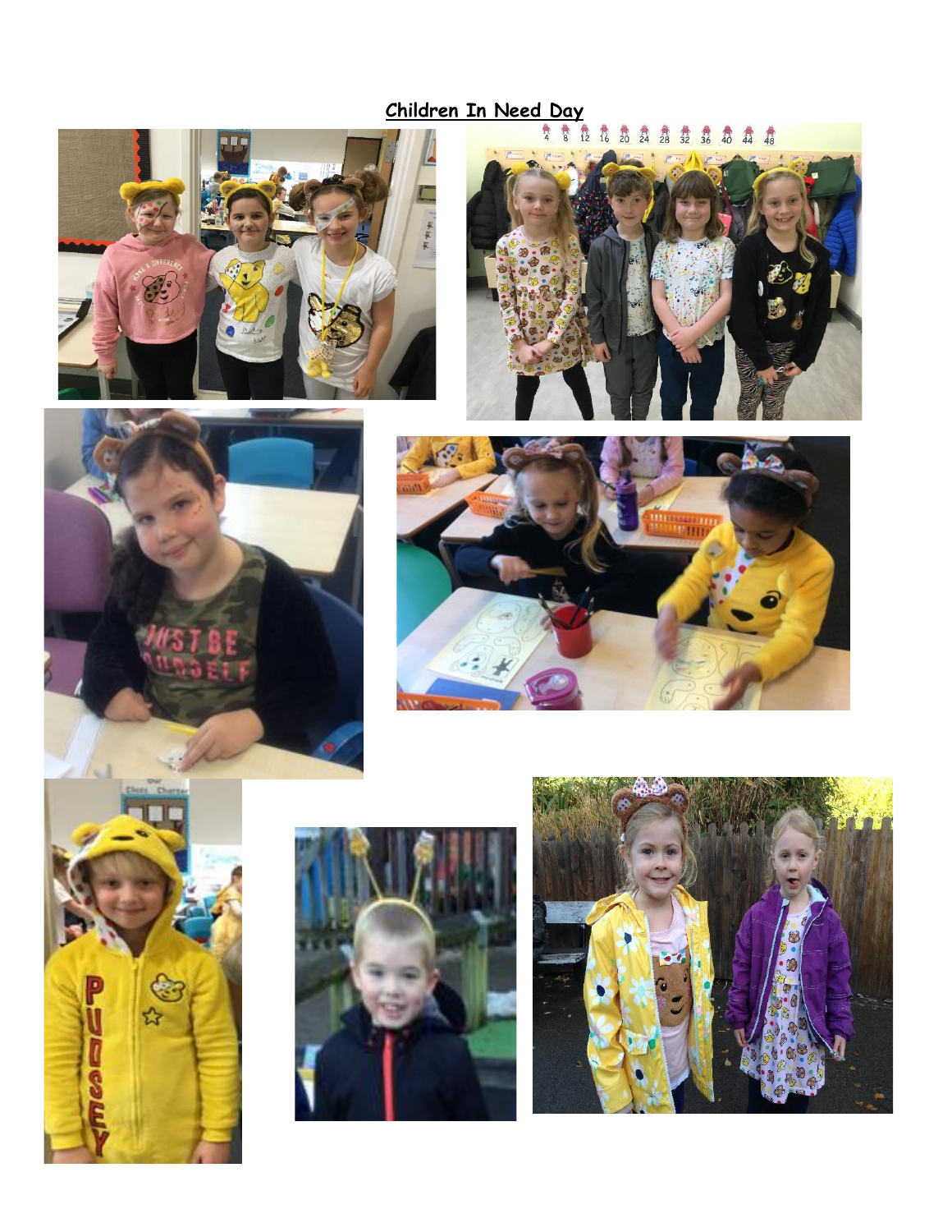# Children In Need Day